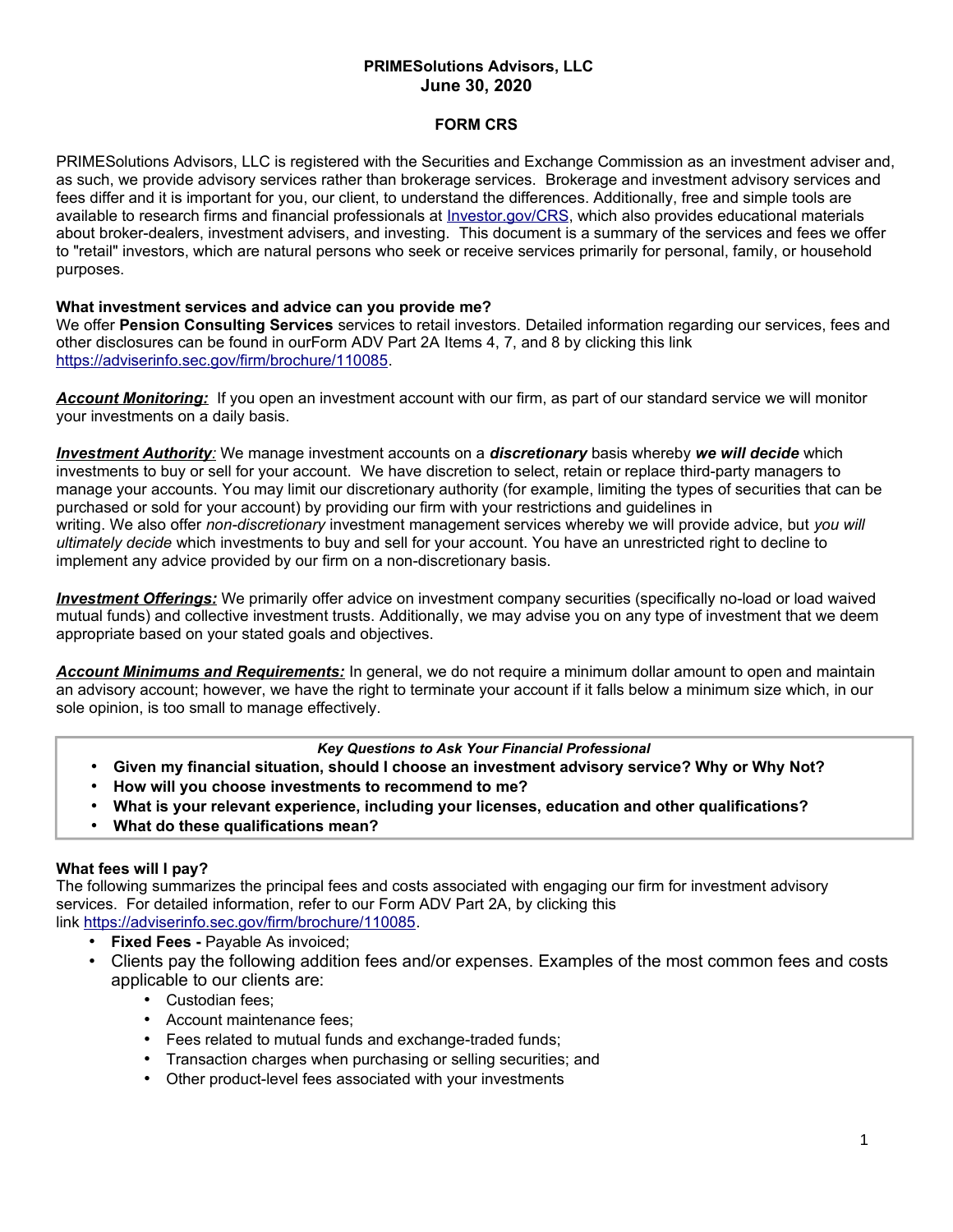# PRIMESolutions Advisors, LLC
## June 30, 2020

## FORM CRS

PRIMESolutions Advisors, LLC is registered with the Securities and Exchange Commission as an investment adviser and, as such, we provide advisory services rather than brokerage services. Brokerage and investment advisory services and fees differ and it is important for you, our client, to understand the differences. Additionally, free and simple tools are available to research firms and financial professionals at [Investor.gov/CRS](Investor.gov/CRS), which also provides educational materials about broker-dealers, investment advisers, and investing. This document is a summary of the services and fees we offer to "retail" investors, which are natural persons who seek or receive services primarily for personal, family, or household purposes.

**What investment services and advice can you provide me?**
We offer **Pension Consulting Services** services to retail investors. Detailed information regarding our services, fees and other disclosures can be found in ourForm ADV Part 2A Items 4, 7, and 8 by clicking this link https://adviserinfo.sec.gov/firm/brochure/110085.

***Account Monitoring:*** If you open an investment account with our firm, as part of our standard service we will monitor your investments on a daily basis.

***Investment Authority:*** We manage investment accounts on a ***discretionary*** basis whereby ***we will decide*** which investments to buy or sell for your account. We have discretion to select, retain or replace third-party managers to manage your accounts. You may limit our discretionary authority (for example, limiting the types of securities that can be purchased or sold for your account) by providing our firm with your restrictions and guidelines in writing. We also offer *non-discretionary* investment management services whereby we will provide advice, but *you will ultimately decide* which investments to buy and sell for your account. You have an unrestricted right to decline to implement any advice provided by our firm on a non-discretionary basis.

***Investment Offerings:*** We primarily offer advice on investment company securities (specifically no-load or load waived mutual funds) and collective investment trusts. Additionally, we may advise you on any type of investment that we deem appropriate based on your stated goals and objectives.

***Account Minimums and Requirements:*** In general, we do not require a minimum dollar amount to open and maintain an advisory account; however, we have the right to terminate your account if it falls below a minimum size which, in our sole opinion, is too small to manage effectively.

***Key Questions to Ask Your Financial Professional***

- **Given my financial situation, should I choose an investment advisory service? Why or Why Not?**
- **How will you choose investments to recommend to me?**
- **What is your relevant experience, including your licenses, education and other qualifications?**
- **What do these qualifications mean?**

**What fees will I pay?**
The following summarizes the principal fees and costs associated with engaging our firm for investment advisory services. For detailed information, refer to our Form ADV Part 2A, by clicking this link https://adviserinfo.sec.gov/firm/brochure/110085.

- **Fixed Fees -** Payable As invoiced;
- Clients pay the following addition fees and/or expenses. Examples of the most common fees and costs applicable to our clients are:
  - Custodian fees;
  - Account maintenance fees;
  - Fees related to mutual funds and exchange-traded funds;
  - Transaction charges when purchasing or selling securities; and
  - Other product-level fees associated with your investments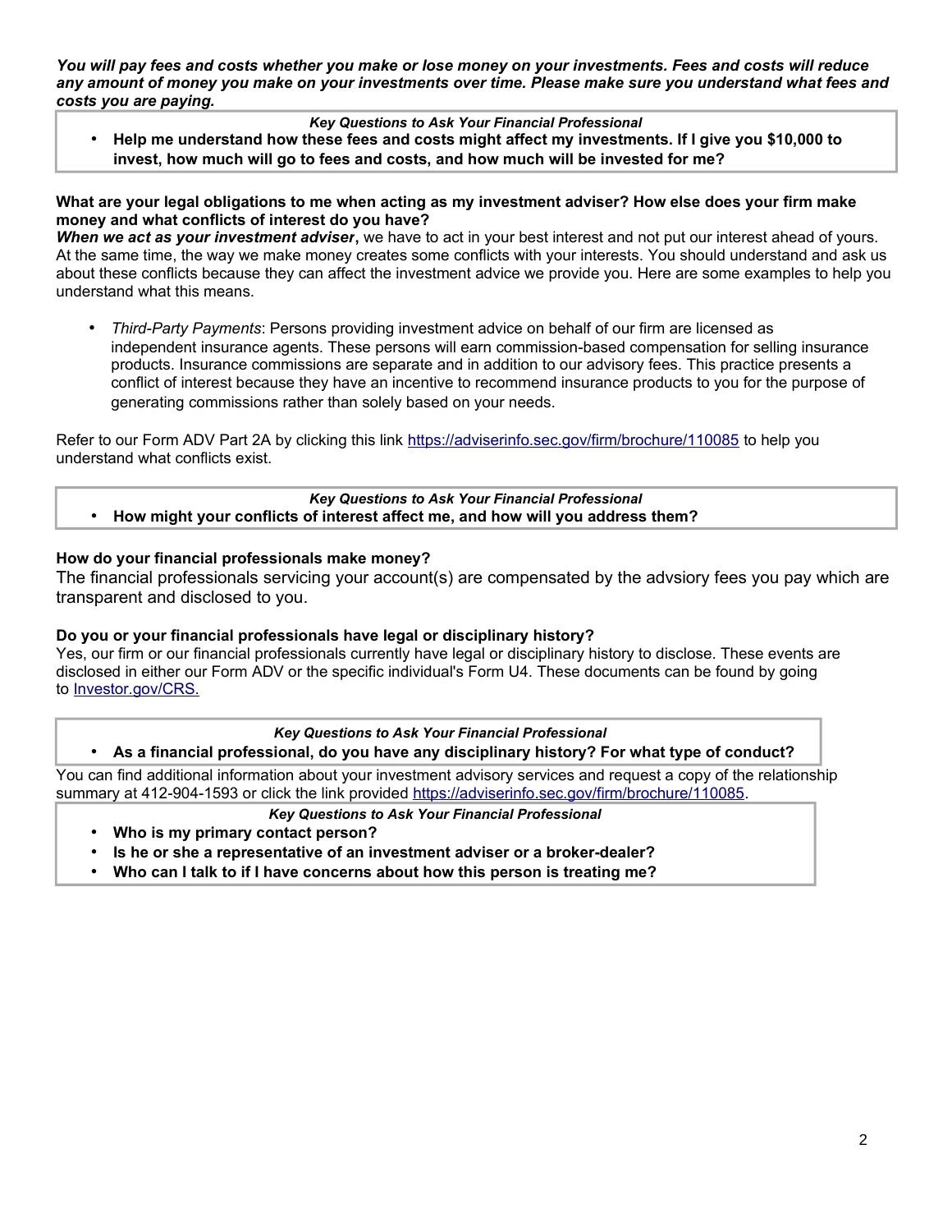***You will pay fees and costs whether you make or lose money on your investments. Fees and costs will reduce any amount of money you make on your investments over time. Please make sure you understand what fees and costs you are paying.***

***Key Questions to Ask Your Financial Professional***

- **Help me understand how these fees and costs might affect my investments. If I give you $10,000 to invest, how much will go to fees and costs, and how much will be invested for me?**

**What are your legal obligations to me when acting as my investment adviser? How else does your firm make money and what conflicts of interest do you have?**

***When we act as your investment adviser*****,** we have to act in your best interest and not put our interest ahead of yours. At the same time, the way we make money creates some conflicts with your interests. You should understand and ask us about these conflicts because they can affect the investment advice we provide you. Here are some examples to help you understand what this means.

- *Third-Party Payments*: Persons providing investment advice on behalf of our firm are licensed as independent insurance agents. These persons will earn commission-based compensation for selling insurance products. Insurance commissions are separate and in addition to our advisory fees. This practice presents a conflict of interest because they have an incentive to recommend insurance products to you for the purpose of generating commissions rather than solely based on your needs.

Refer to our Form ADV Part 2A by clicking this link [https://adviserinfo.sec.gov/firm/brochure/110085](https://adviserinfo.sec.gov/firm/brochure/110085) to help you understand what conflicts exist.

***Key Questions to Ask Your Financial Professional***

- **How might your conflicts of interest affect me, and how will you address them?**

**How do your financial professionals make money?**

The financial professionals servicing your account(s) are compensated by the advsiory fees you pay which are transparent and disclosed to you.

**Do you or your financial professionals have legal or disciplinary history?**

Yes, our firm or our financial professionals currently have legal or disciplinary history to disclose. These events are disclosed in either our Form ADV or the specific individual's Form U4. These documents can be found by going to [Investor.gov/CRS.](https://Investor.gov/CRS)

***Key Questions to Ask Your Financial Professional***

- **As a financial professional, do you have any disciplinary history? For what type of conduct?**

You can find additional information about your investment advisory services and request a copy of the relationship summary at 412-904-1593 or click the link provided [https://adviserinfo.sec.gov/firm/brochure/110085](https://adviserinfo.sec.gov/firm/brochure/110085).

***Key Questions to Ask Your Financial Professional***

- **Who is my primary contact person?**
- **Is he or she a representative of an investment adviser or a broker-dealer?**
- **Who can I talk to if I have concerns about how this person is treating me?**